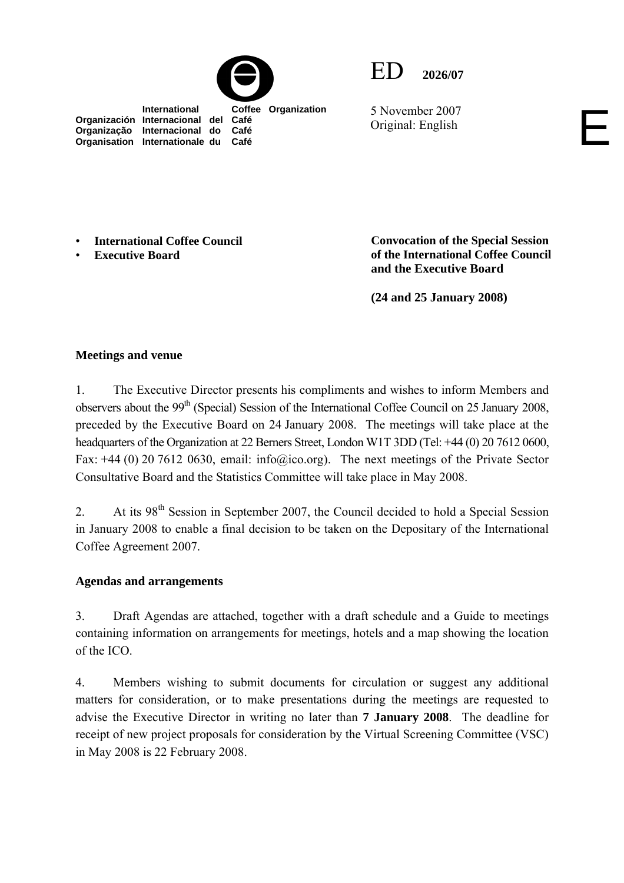International Coffee Organization
Organización Internacional del Café
Organização Internacional do Café
Organisation Internationale du Café

ED 2026/07

5 November 2007
Original: English

E

- **International Coffee Council**
- **Executive Board**

**Convocation of the Special Session of the International Coffee Council and the Executive Board**

**(24 and 25 January 2008)**

**Meetings and venue**

1. The Executive Director presents his compliments and wishes to inform Members and observers about the 99th (Special) Session of the International Coffee Council on 25 January 2008, preceded by the Executive Board on 24 January 2008. The meetings will take place at the headquarters of the Organization at 22 Berners Street, London W1T 3DD (Tel: +44 (0) 20 7612 0600, Fax: +44 (0) 20 7612 0630, email: info@ico.org). The next meetings of the Private Sector Consultative Board and the Statistics Committee will take place in May 2008.

2. At its 98th Session in September 2007, the Council decided to hold a Special Session in January 2008 to enable a final decision to be taken on the Depositary of the International Coffee Agreement 2007.

**Agendas and arrangements**

3. Draft Agendas are attached, together with a draft schedule and a Guide to meetings containing information on arrangements for meetings, hotels and a map showing the location of the ICO.

4. Members wishing to submit documents for circulation or suggest any additional matters for consideration, or to make presentations during the meetings are requested to advise the Executive Director in writing no later than **7 January 2008**. The deadline for receipt of new project proposals for consideration by the Virtual Screening Committee (VSC) in May 2008 is 22 February 2008.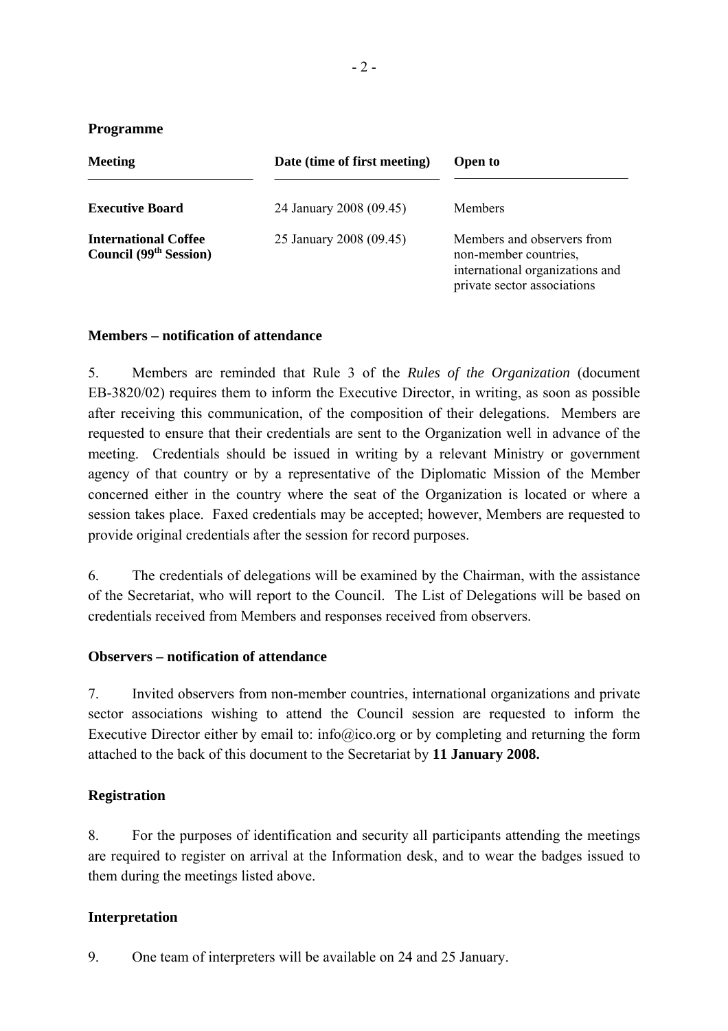**Programme**

| Meeting | Date (time of first meeting) | Open to |
|---|---|---|
| **Executive Board** | 24 January 2008 (09.45) | Members |
| **International Coffee Council (99th Session)** | 25 January 2008 (09.45) | Members and observers from non-member countries, international organizations and private sector associations |

**Members – notification of attendance**

5. Members are reminded that Rule 3 of the *Rules of the Organization* (document EB-3820/02) requires them to inform the Executive Director, in writing, as soon as possible after receiving this communication, of the composition of their delegations. Members are requested to ensure that their credentials are sent to the Organization well in advance of the meeting. Credentials should be issued in writing by a relevant Ministry or government agency of that country or by a representative of the Diplomatic Mission of the Member concerned either in the country where the seat of the Organization is located or where a session takes place. Faxed credentials may be accepted; however, Members are requested to provide original credentials after the session for record purposes.

6. The credentials of delegations will be examined by the Chairman, with the assistance of the Secretariat, who will report to the Council. The List of Delegations will be based on credentials received from Members and responses received from observers.

**Observers – notification of attendance**

7. Invited observers from non-member countries, international organizations and private sector associations wishing to attend the Council session are requested to inform the Executive Director either by email to: info@ico.org or by completing and returning the form attached to the back of this document to the Secretariat by **11 January 2008.**

**Registration**

8. For the purposes of identification and security all participants attending the meetings are required to register on arrival at the Information desk, and to wear the badges issued to them during the meetings listed above.

**Interpretation**

9. One team of interpreters will be available on 24 and 25 January.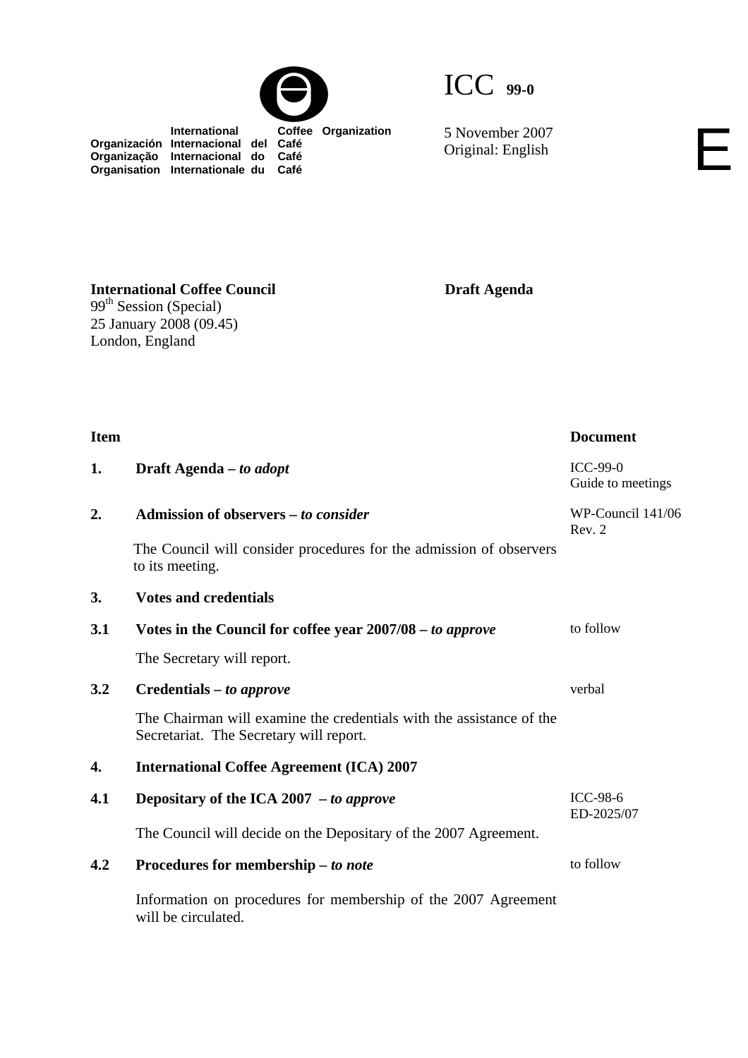International Coffee Organization
Organización Internacional del Café
Organização Internacional do Café
Organisation Internationale du Café

ICC 99-0

5 November 2007
Original: English

E

**International Coffee Council**
99th Session (Special)
25 January 2008 (09.45)
London, England

**Draft Agenda**

| Item | | Document |
|---|---|---|
| **1.** | **Draft Agenda –** ***to adopt*** | ICC-99-0<br>Guide to meetings |
| **2.** | **Admission of observers –** ***to consider***<br><br>The Council will consider procedures for the admission of observers to its meeting. | WP-Council 141/06 Rev. 2 |
| **3.** | **Votes and credentials** | |
| **3.1** | **Votes in the Council for coffee year 2007/08 –** ***to approve***<br><br>The Secretary will report. | to follow |
| **3.2** | **Credentials –** ***to approve***<br><br>The Chairman will examine the credentials with the assistance of the Secretariat. The Secretary will report. | verbal |
| **4.** | **International Coffee Agreement (ICA) 2007** | |
| **4.1** | **Depositary of the ICA 2007 –** ***to approve***<br><br>The Council will decide on the Depositary of the 2007 Agreement. | ICC-98-6<br>ED-2025/07 |
| **4.2** | **Procedures for membership –** ***to note***<br><br>Information on procedures for membership of the 2007 Agreement will be circulated. | to follow |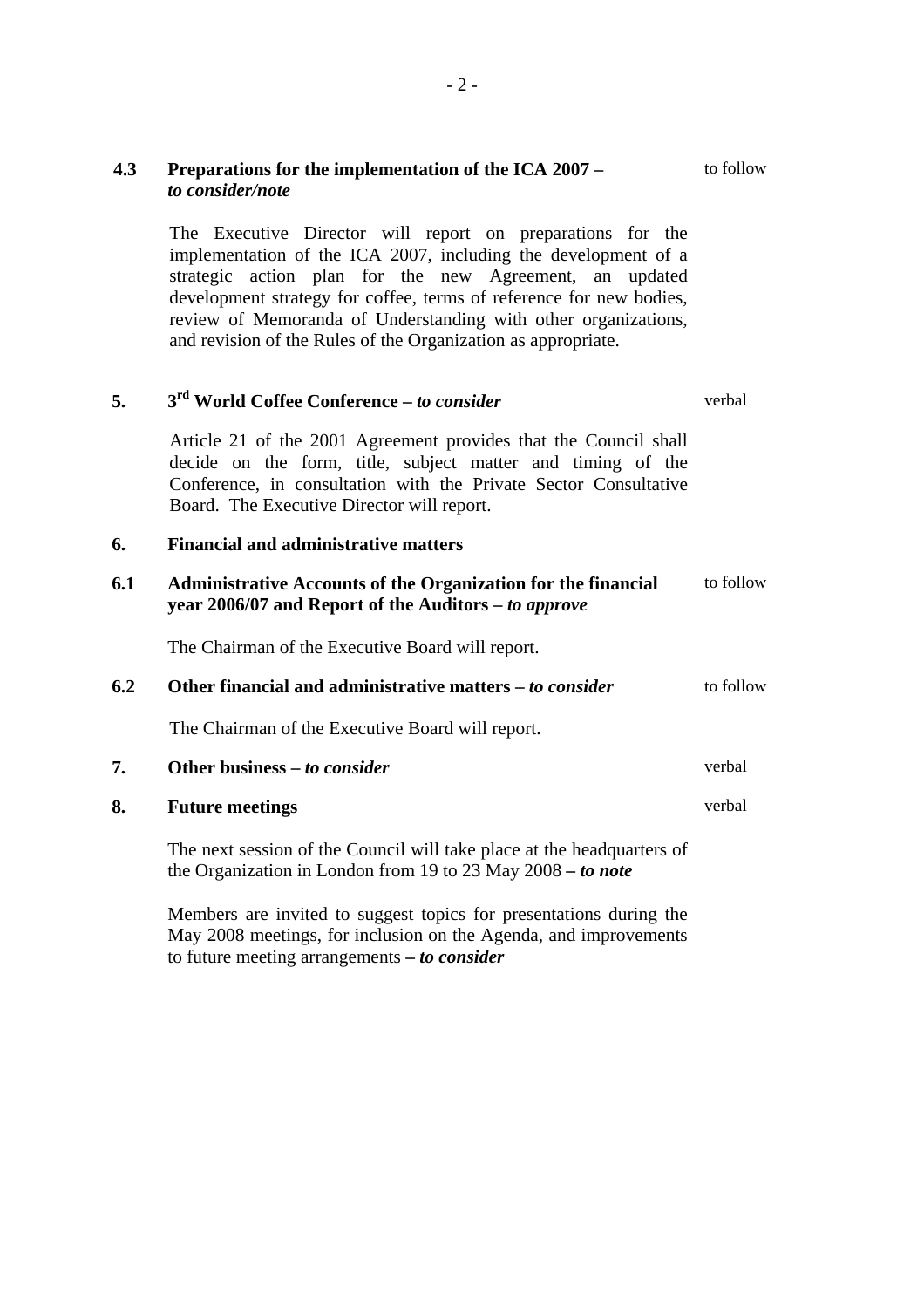**4.3 Preparations for the implementation of the ICA 2007 – *to consider/note*** to follow

The Executive Director will report on preparations for the implementation of the ICA 2007, including the development of a strategic action plan for the new Agreement, an updated development strategy for coffee, terms of reference for new bodies, review of Memoranda of Understanding with other organizations, and revision of the Rules of the Organization as appropriate.

**5. 3rd World Coffee Conference – *to consider*** verbal

Article 21 of the 2001 Agreement provides that the Council shall decide on the form, title, subject matter and timing of the Conference, in consultation with the Private Sector Consultative Board. The Executive Director will report.

**6. Financial and administrative matters**

**6.1 Administrative Accounts of the Organization for the financial year 2006/07 and Report of the Auditors – *to approve*** to follow

The Chairman of the Executive Board will report.

**6.2 Other financial and administrative matters – *to consider*** to follow

The Chairman of the Executive Board will report.

**7. Other business – *to consider*** verbal

**8. Future meetings** verbal

The next session of the Council will take place at the headquarters of the Organization in London from 19 to 23 May 2008 ***– to note***

Members are invited to suggest topics for presentations during the May 2008 meetings, for inclusion on the Agenda, and improvements to future meeting arrangements ***– to consider***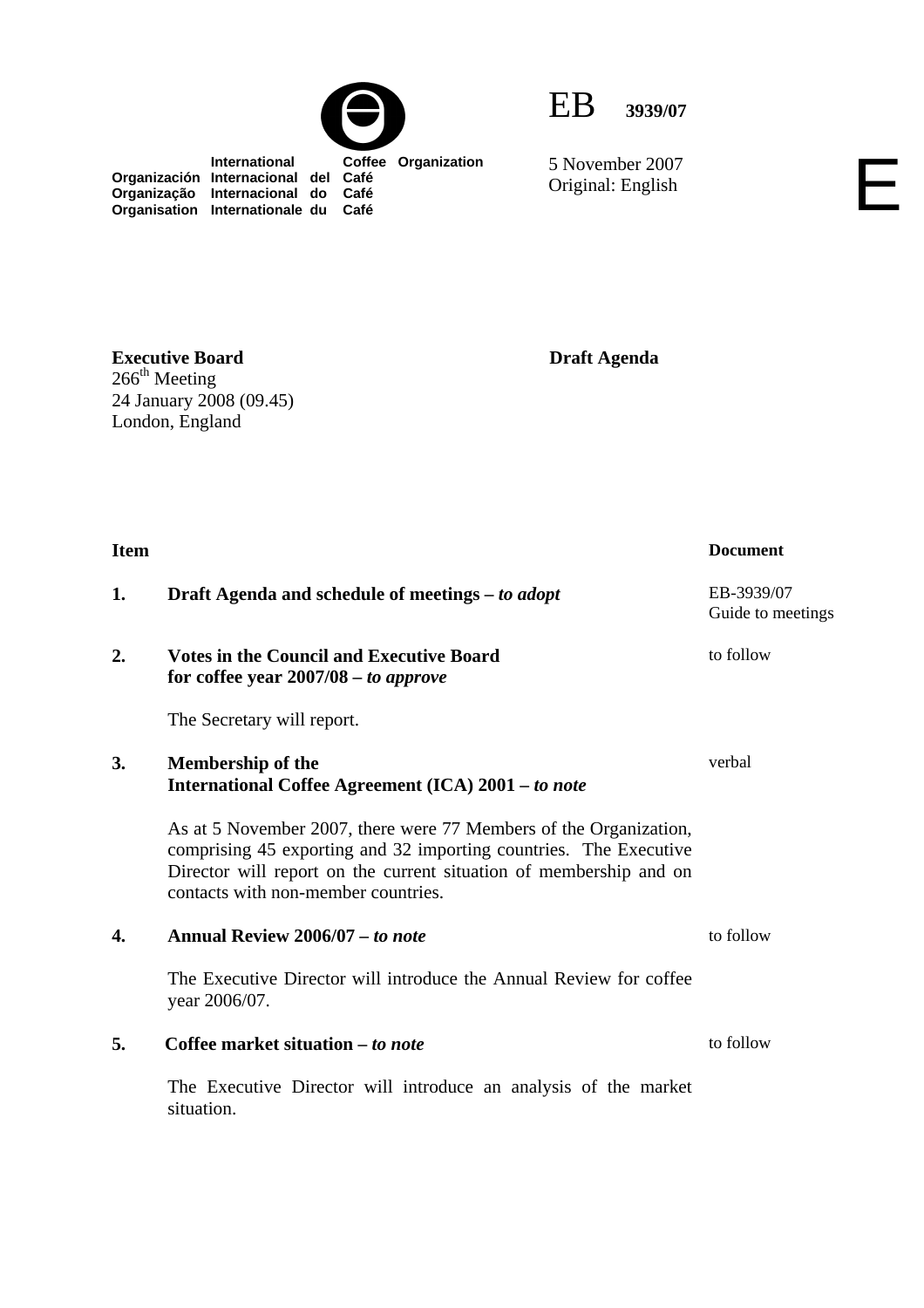**International Coffee Organization**
**Organización Internacional del Café**
**Organização Internacional do Café**
**Organisation Internationale du Café**

EB **3939/07**

5 November 2007
Original: English

E

**Executive Board** — **Draft Agenda**
266th Meeting
24 January 2008 (09.45)
London, England

| Item | | Document |
|---|---|---|
| **1.** | **Draft Agenda and schedule of meetings –** ***to adopt*** | EB-3939/07<br>Guide to meetings |
| **2.** | **Votes in the Council and Executive Board for coffee year 2007/08 –** ***to approve***<br><br>The Secretary will report. | to follow |
| **3.** | **Membership of the International Coffee Agreement (ICA) 2001 –** ***to note***<br><br>As at 5 November 2007, there were 77 Members of the Organization, comprising 45 exporting and 32 importing countries. The Executive Director will report on the current situation of membership and on contacts with non-member countries. | verbal |
| **4.** | **Annual Review 2006/07 –** ***to note***<br><br>The Executive Director will introduce the Annual Review for coffee year 2006/07. | to follow |
| **5.** | **Coffee market situation –** ***to note***<br><br>The Executive Director will introduce an analysis of the market situation. | to follow |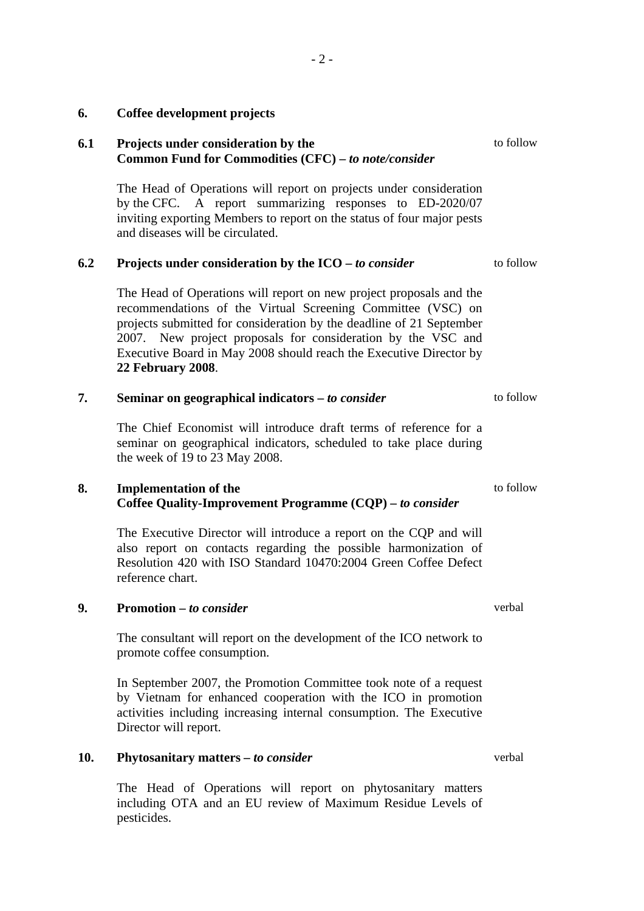## 6. Coffee development projects

### 6.1 Projects under consideration by the Common Fund for Commodities (CFC) – *to note/consider*

to follow

The Head of Operations will report on projects under consideration by the CFC. A report summarizing responses to ED-2020/07 inviting exporting Members to report on the status of four major pests and diseases will be circulated.

### 6.2 Projects under consideration by the ICO – *to consider*

to follow

The Head of Operations will report on new project proposals and the recommendations of the Virtual Screening Committee (VSC) on projects submitted for consideration by the deadline of 21 September 2007. New project proposals for consideration by the VSC and Executive Board in May 2008 should reach the Executive Director by **22 February 2008**.

## 7. Seminar on geographical indicators – *to consider*

to follow

The Chief Economist will introduce draft terms of reference for a seminar on geographical indicators, scheduled to take place during the week of 19 to 23 May 2008.

## 8. Implementation of the Coffee Quality-Improvement Programme (CQP) – *to consider*

to follow

The Executive Director will introduce a report on the CQP and will also report on contacts regarding the possible harmonization of Resolution 420 with ISO Standard 10470:2004 Green Coffee Defect reference chart.

## 9. Promotion – *to consider*

verbal

The consultant will report on the development of the ICO network to promote coffee consumption.

In September 2007, the Promotion Committee took note of a request by Vietnam for enhanced cooperation with the ICO in promotion activities including increasing internal consumption. The Executive Director will report.

## 10. Phytosanitary matters – *to consider*

verbal

The Head of Operations will report on phytosanitary matters including OTA and an EU review of Maximum Residue Levels of pesticides.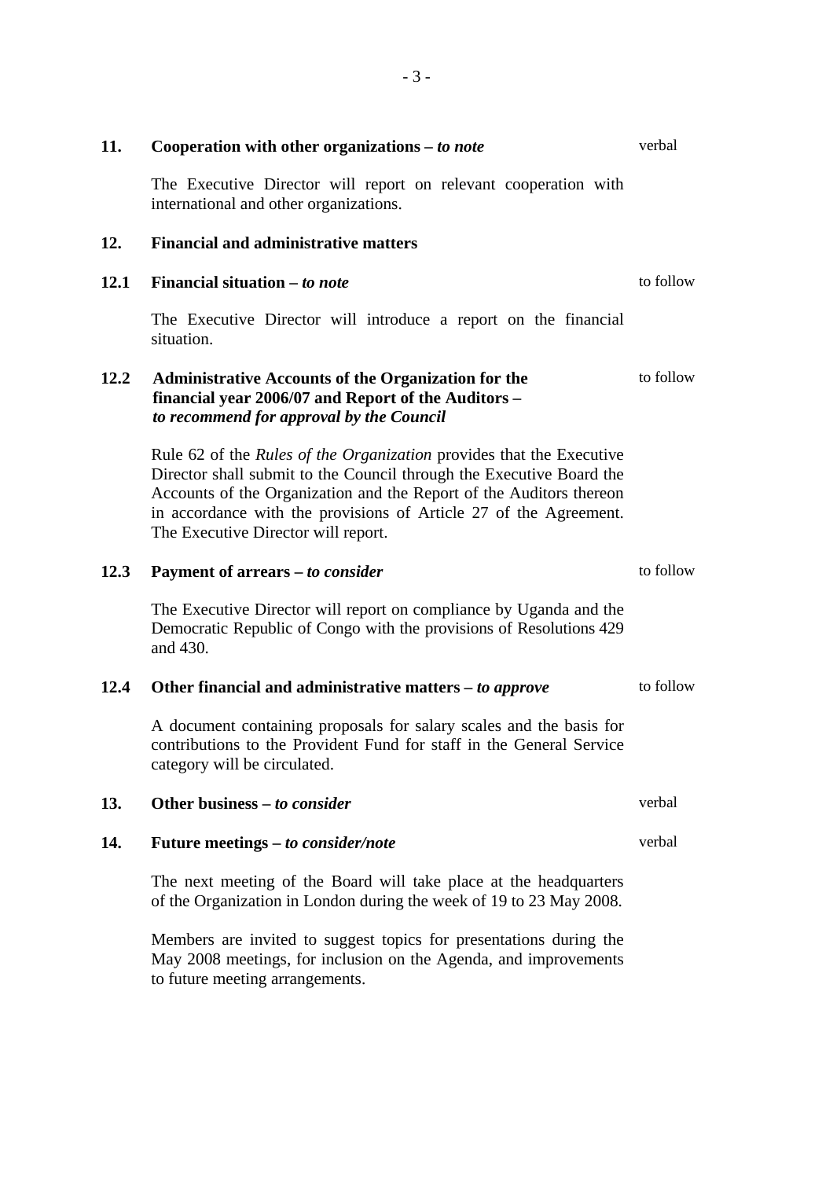**11. Cooperation with other organizations – *to note*** verbal

The Executive Director will report on relevant cooperation with international and other organizations.

**12. Financial and administrative matters**

**12.1 Financial situation – *to note*** to follow

The Executive Director will introduce a report on the financial situation.

**12.2 Administrative Accounts of the Organization for the financial year 2006/07 and Report of the Auditors – *to recommend for approval by the Council*** to follow

Rule 62 of the *Rules of the Organization* provides that the Executive Director shall submit to the Council through the Executive Board the Accounts of the Organization and the Report of the Auditors thereon in accordance with the provisions of Article 27 of the Agreement. The Executive Director will report.

**12.3 Payment of arrears – *to consider*** to follow

The Executive Director will report on compliance by Uganda and the Democratic Republic of Congo with the provisions of Resolutions 429 and 430.

**12.4 Other financial and administrative matters – *to approve*** to follow

A document containing proposals for salary scales and the basis for contributions to the Provident Fund for staff in the General Service category will be circulated.

**13. Other business – *to consider*** verbal

**14. Future meetings – *to consider/note*** verbal

The next meeting of the Board will take place at the headquarters of the Organization in London during the week of 19 to 23 May 2008.

Members are invited to suggest topics for presentations during the May 2008 meetings, for inclusion on the Agenda, and improvements to future meeting arrangements.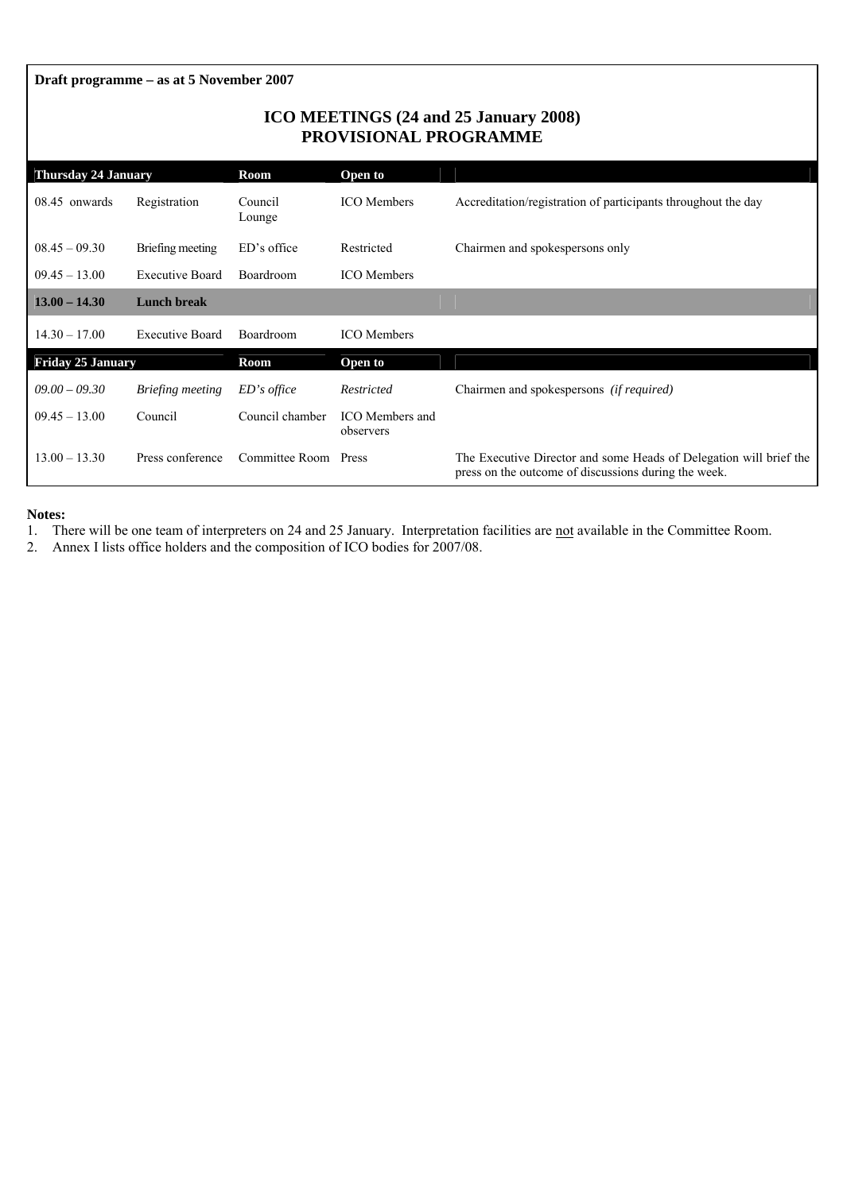**Draft programme – as at 5 November 2007**

# ICO MEETINGS (24 and 25 January 2008)
# PROVISIONAL PROGRAMME

| **Thursday 24 January** | | **Room** | **Open to** | |
|---|---|---|---|---|
| 08.45 onwards | Registration | Council Lounge | ICO Members | Accreditation/registration of participants throughout the day |
| 08.45 – 09.30 | Briefing meeting | ED's office | Restricted | Chairmen and spokespersons only |
| 09.45 – 13.00 | Executive Board | Boardroom | ICO Members | |
| **13.00 – 14.30** | **Lunch break** | | | |
| 14.30 – 17.00 | Executive Board | Boardroom | ICO Members | |
| **Friday 25 January** | | **Room** | **Open to** | |
| *09.00 – 09.30* | *Briefing meeting* | *ED's office* | *Restricted* | Chairmen and spokespersons *(if required)* |
| 09.45 – 13.00 | Council | Council chamber | ICO Members and observers | |
| 13.00 – 13.30 | Press conference | Committee Room | Press | The Executive Director and some Heads of Delegation will brief the press on the outcome of discussions during the week. |

**Notes:**

1. There will be one team of interpreters on 24 and 25 January. Interpretation facilities are <u>not</u> available in the Committee Room.
2. Annex I lists office holders and the composition of ICO bodies for 2007/08.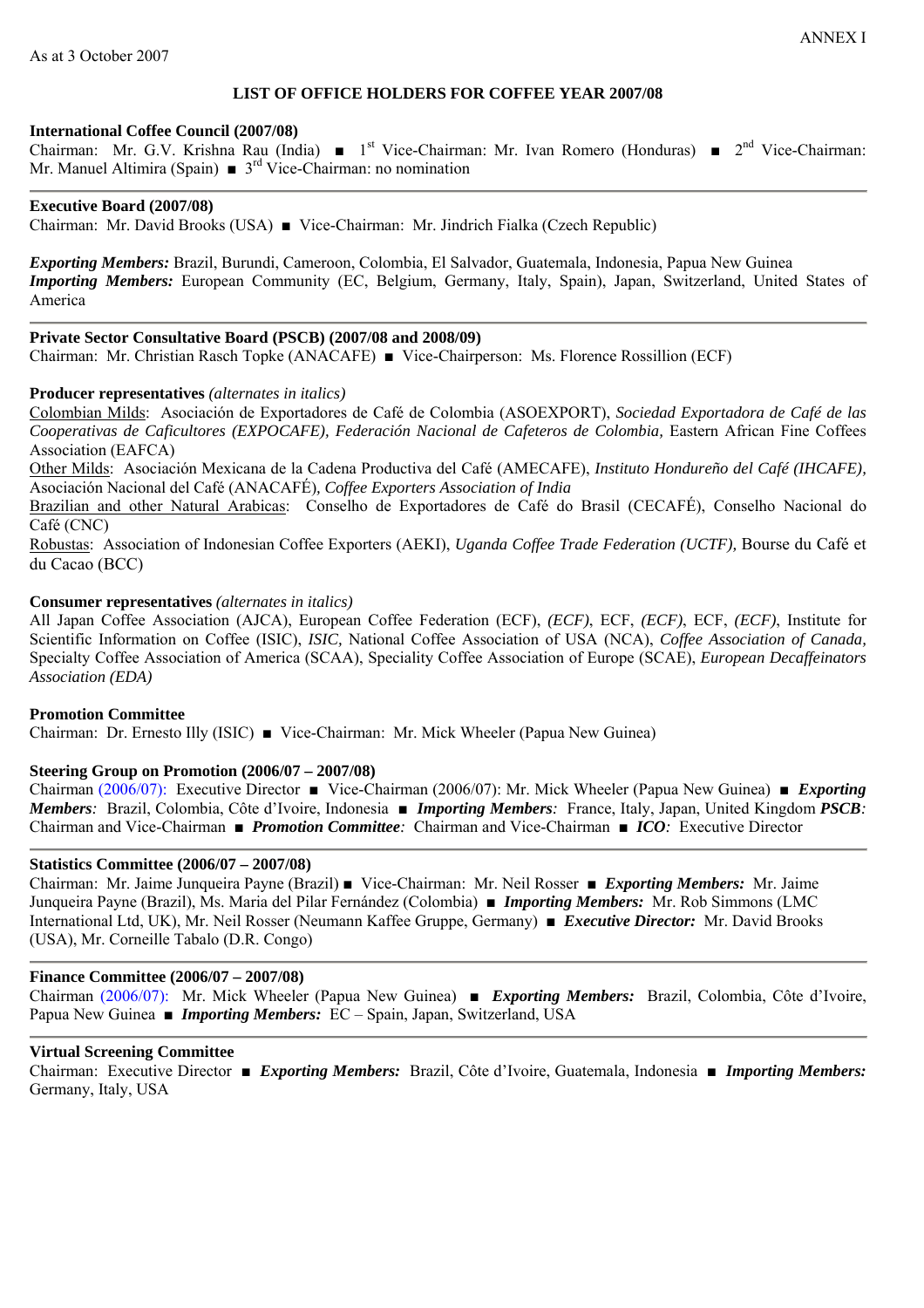ANNEX I

As at 3 October 2007

## LIST OF OFFICE HOLDERS FOR COFFEE YEAR 2007/08

**International Coffee Council (2007/08)**
Chairman: Mr. G.V. Krishna Rau (India) ■ 1st Vice-Chairman: Mr. Ivan Romero (Honduras) ■ 2nd Vice-Chairman: Mr. Manuel Altimira (Spain) ■ 3rd Vice-Chairman: no nomination

---

**Executive Board (2007/08)**
Chairman: Mr. David Brooks (USA) ■ Vice-Chairman: Mr. Jindrich Fialka (Czech Republic)

***Exporting Members:*** Brazil, Burundi, Cameroon, Colombia, El Salvador, Guatemala, Indonesia, Papua New Guinea
***Importing Members:*** European Community (EC, Belgium, Germany, Italy, Spain), Japan, Switzerland, United States of America

---

**Private Sector Consultative Board (PSCB) (2007/08 and 2008/09)**
Chairman: Mr. Christian Rasch Topke (ANACAFE) ■ Vice-Chairperson: Ms. Florence Rossillion (ECF)

**Producer representatives** *(alternates in italics)*
Colombian Milds: Asociación de Exportadores de Café de Colombia (ASOEXPORT), *Sociedad Exportadora de Café de las Cooperativas de Caficultores (EXPOCAFE), Federación Nacional de Cafeteros de Colombia,* Eastern African Fine Coffees Association (EAFCA)
Other Milds: Asociación Mexicana de la Cadena Productiva del Café (AMECAFE), *Instituto Hondureño del Café (IHCAFE),* Asociación Nacional del Café (ANACAFÉ)*, Coffee Exporters Association of India*
Brazilian and other Natural Arabicas: Conselho de Exportadores de Café do Brasil (CECAFÉ), Conselho Nacional do Café (CNC)
Robustas: Association of Indonesian Coffee Exporters (AEKI), *Uganda Coffee Trade Federation (UCTF),* Bourse du Café et du Cacao (BCC)

**Consumer representatives** *(alternates in italics)*
All Japan Coffee Association (AJCA), European Coffee Federation (ECF), *(ECF)*, ECF, *(ECF)*, ECF, *(ECF)*, Institute for Scientific Information on Coffee (ISIC), *ISIC,* National Coffee Association of USA (NCA), *Coffee Association of Canada,* Specialty Coffee Association of America (SCAA), Speciality Coffee Association of Europe (SCAE), *European Decaffeinators Association (EDA)*

**Promotion Committee**
Chairman: Dr. Ernesto Illy (ISIC) ■ Vice-Chairman: Mr. Mick Wheeler (Papua New Guinea)

**Steering Group on Promotion (2006/07 – 2007/08)**
Chairman (2006/07): Executive Director ■ Vice-Chairman (2006/07): Mr. Mick Wheeler (Papua New Guinea) ■ ***Exporting Members****:* Brazil, Colombia, Côte d'Ivoire, Indonesia ■ ***Importing Members****:* France, Italy, Japan, United Kingdom ***PSCB****:* Chairman and Vice-Chairman ■ ***Promotion Committee****:* Chairman and Vice-Chairman ■ ***ICO****:* Executive Director

---

**Statistics Committee (2006/07 – 2007/08)**
Chairman: Mr. Jaime Junqueira Payne (Brazil) ■ Vice-Chairman: Mr. Neil Rosser ■ ***Exporting Members:*** Mr. Jaime Junqueira Payne (Brazil), Ms. Maria del Pilar Fernández (Colombia) ■ ***Importing Members:*** Mr. Rob Simmons (LMC International Ltd, UK), Mr. Neil Rosser (Neumann Kaffee Gruppe, Germany) ■ ***Executive Director:*** Mr. David Brooks (USA), Mr. Corneille Tabalo (D.R. Congo)

---

**Finance Committee (2006/07 – 2007/08)**
Chairman (2006/07): Mr. Mick Wheeler (Papua New Guinea) ■ ***Exporting Members:*** Brazil, Colombia, Côte d'Ivoire, Papua New Guinea ■ ***Importing Members:*** EC – Spain, Japan, Switzerland, USA

---

**Virtual Screening Committee**
Chairman: Executive Director ■ ***Exporting Members:*** Brazil, Côte d'Ivoire, Guatemala, Indonesia ■ ***Importing Members:*** Germany, Italy, USA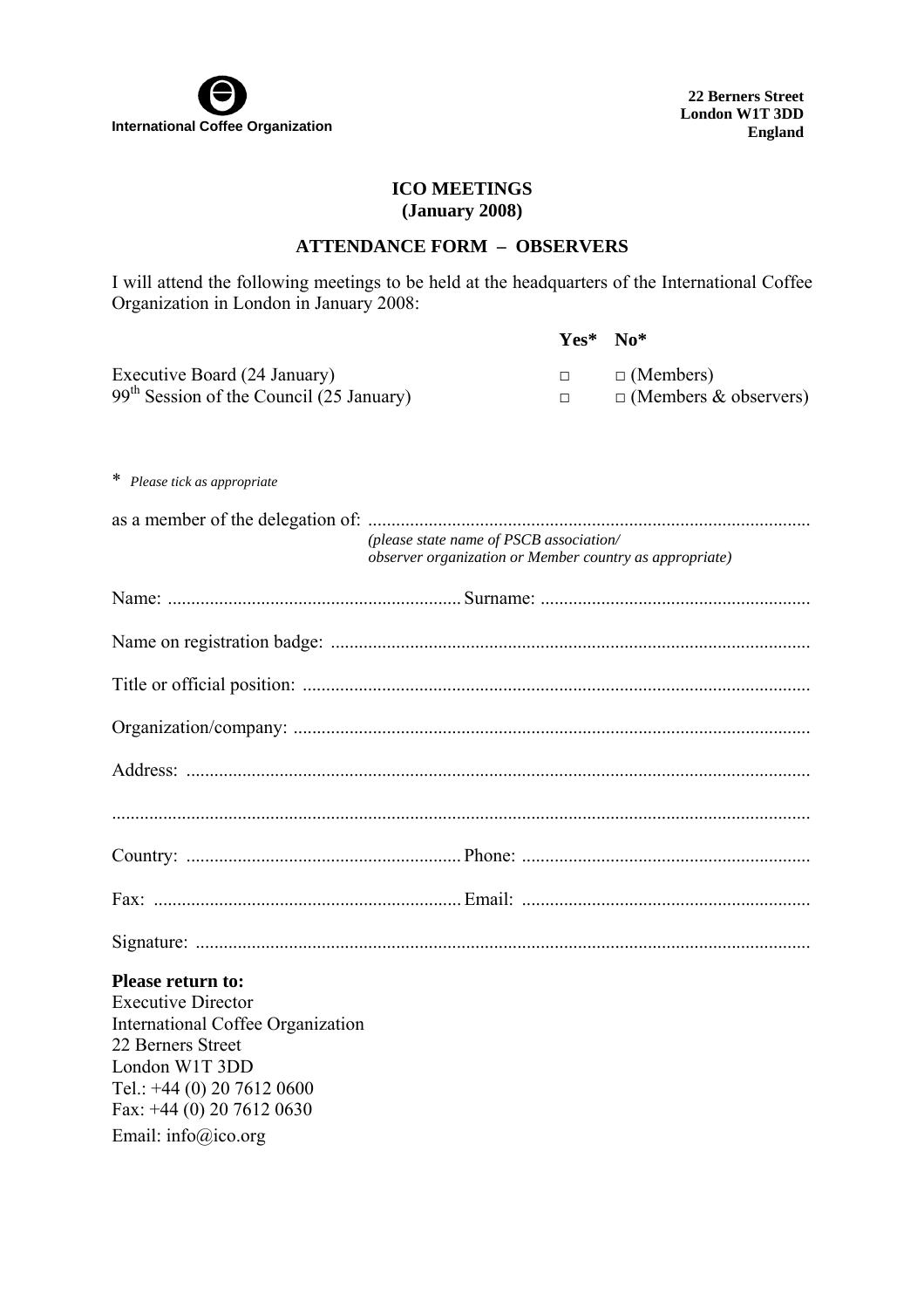International Coffee Organization

**22 Berners Street**
**London W1T 3DD**
**England**

## ICO MEETINGS
## (January 2008)

### ATTENDANCE FORM – OBSERVERS

I will attend the following meetings to be held at the headquarters of the International Coffee Organization in London in January 2008:

| | Yes* | No* | |
|---|---|---|---|
| Executive Board (24 January) | □ | □ | (Members) |
| 99th Session of the Council (25 January) | □ | □ | (Members & observers) |

\* *Please tick as appropriate*

as a member of the delegation of: ..............................................................................................
*(please state name of PSCB association/ observer organization or Member country as appropriate)*

Name: .............................................................. Surname: .........................................................

Name on registration badge: ......................................................................................................

Title or official position: ............................................................................................................

Organization/company: ..............................................................................................................

Address: ....................................................................................................................................

...................................................................................................................................................

Country: .......................................................... Phone: .............................................................

Fax: ................................................................. Email: .............................................................

Signature: ..................................................................................................................................

**Please return to:**
Executive Director
International Coffee Organization
22 Berners Street
London W1T 3DD
Tel.: +44 (0) 20 7612 0600
Fax: +44 (0) 20 7612 0630
Email: info@ico.org